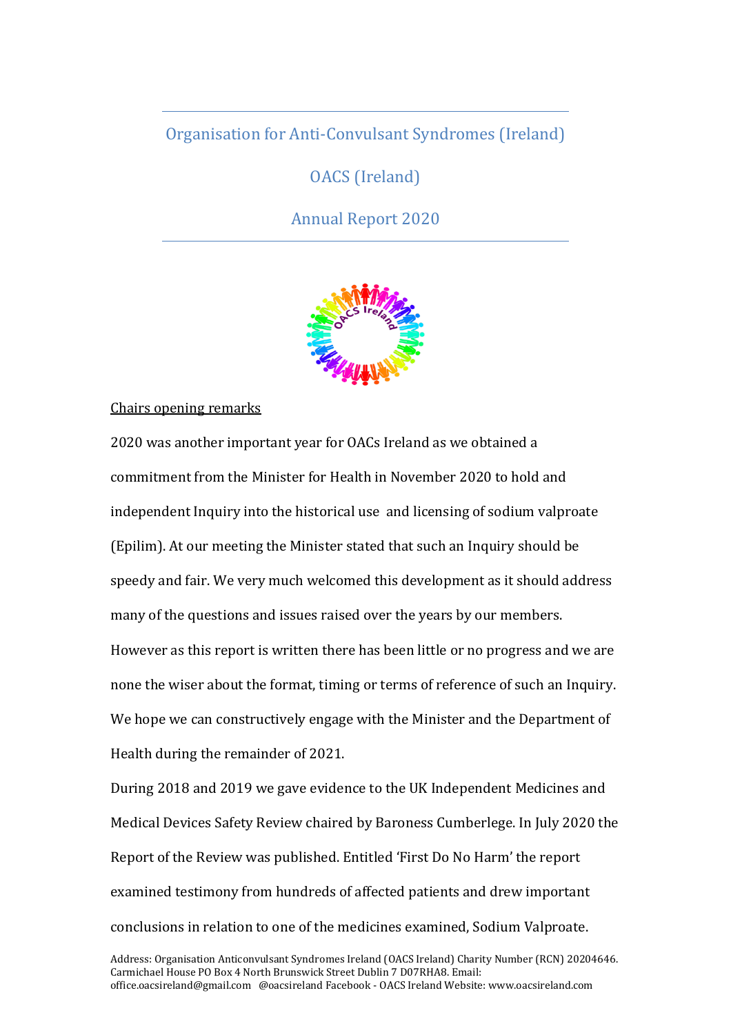# Organisation for Anti-Convulsant Syndromes (Ireland)

# OACS (Ireland)

# Annual Report 2020

Chairs opening remarks

2020 was another important year for OACs Ireland as we obtained a commitment from the Minister for Health in November 2020 to hold and independent Inquiry into the historical use and licensing of sodium valproate (Epilim). At our meeting the Minister stated that such an Inquiry should be speedy and fair. We very much welcomed this development as it should address many of the questions and issues raised over the years by our members. However as this report is written there has been little or no progress and we are none the wiser about the format, timing or terms of reference of such an Inquiry. We hope we can constructively engage with the Minister and the Department of Health during the remainder of 2021.

During 2018 and 2019 we gave evidence to the UK Independent Medicines and Medical Devices Safety Review chaired by Baroness Cumberlege. In July 2020 the Report of the Review was published. Entitled 'First Do No Harm' the report examined testimony from hundreds of affected patients and drew important conclusions in relation to one of the medicines examined, Sodium Valproate.

Address: Organisation Anticonvulsant Syndromes Ireland (OACS Ireland) Charity Number (RCN) 20204646. Carmichael House PO Box 4 North Brunswick Street Dublin 7 D07RHA8. Email: office.oacsireland@gmail.com @oacsireland Facebook - OACS Ireland Website: www.oacsireland.com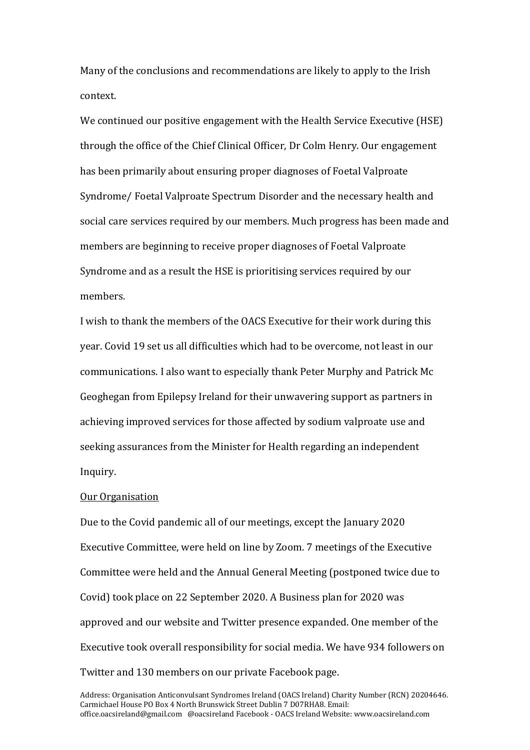Many of the conclusions and recommendations are likely to apply to the Irish context.

We continued our positive engagement with the Health Service Executive (HSE) through the office of the Chief Clinical Officer, Dr Colm Henry. Our engagement has been primarily about ensuring proper diagnoses of Foetal Valproate Syndrome/ Foetal Valproate Spectrum Disorder and the necessary health and social care services required by our members. Much progress has been made and members are beginning to receive proper diagnoses of Foetal Valproate Syndrome and as a result the HSE is prioritising services required by our members.

I wish to thank the members of the OACS Executive for their work during this year. Covid 19 set us all difficulties which had to be overcome, not least in our communications. I also want to especially thank Peter Murphy and Patrick Mc Geoghegan from Epilepsy Ireland for their unwavering support as partners in achieving improved services for those affected by sodium valproate use and seeking assurances from the Minister for Health regarding an independent Inquiry.

## Our Organisation

Due to the Covid pandemic all of our meetings, except the January 2020 Executive Committee, were held on line by Zoom. 7 meetings of the Executive Committee were held and the Annual General Meeting (postponed twice due to Covid) took place on 22 September 2020. A Business plan for 2020 was approved and our website and Twitter presence expanded. One member of the Executive took overall responsibility for social media. We have 934 followers on Twitter and 130 members on our private Facebook page.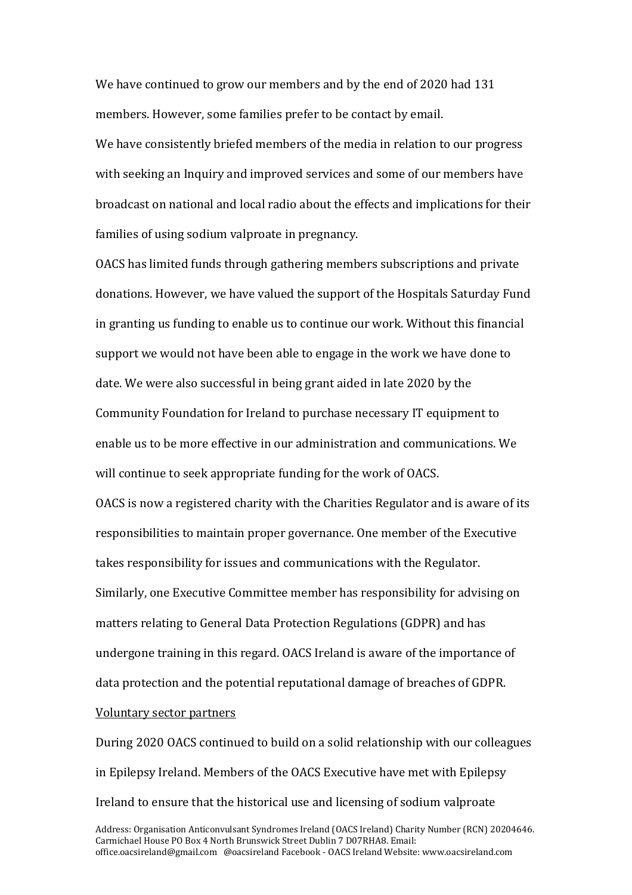We have continued to grow our members and by the end of 2020 had 131 members. However, some families prefer to be contact by email.

We have consistently briefed members of the media in relation to our progress with seeking an Inquiry and improved services and some of our members have broadcast on national and local radio about the effects and implications for their families of using sodium valproate in pregnancy.

OACS has limited funds through gathering members subscriptions and private donations. However, we have valued the support of the Hospitals Saturday Fund in granting us funding to enable us to continue our work. Without this financial support we would not have been able to engage in the work we have done to date. We were also successful in being grant aided in late 2020 by the Community Foundation for Ireland to purchase necessary IT equipment to enable us to be more effective in our administration and communications. We will continue to seek appropriate funding for the work of OACS.

OACS is now a registered charity with the Charities Regulator and is aware of its responsibilities to maintain proper governance. One member of the Executive takes responsibility for issues and communications with the Regulator. Similarly, one Executive Committee member has responsibility for advising on matters relating to General Data Protection Regulations (GDPR) and has undergone training in this regard. OACS Ireland is aware of the importance of data protection and the potential reputational damage of breaches of GDPR.

<u>Voluntary sector partners</u>

During 2020 OACS continued to build on a solid relationship with our colleagues in Epilepsy Ireland. Members of the OACS Executive have met with Epilepsy Ireland to ensure that the historical use and licensing of sodium valproate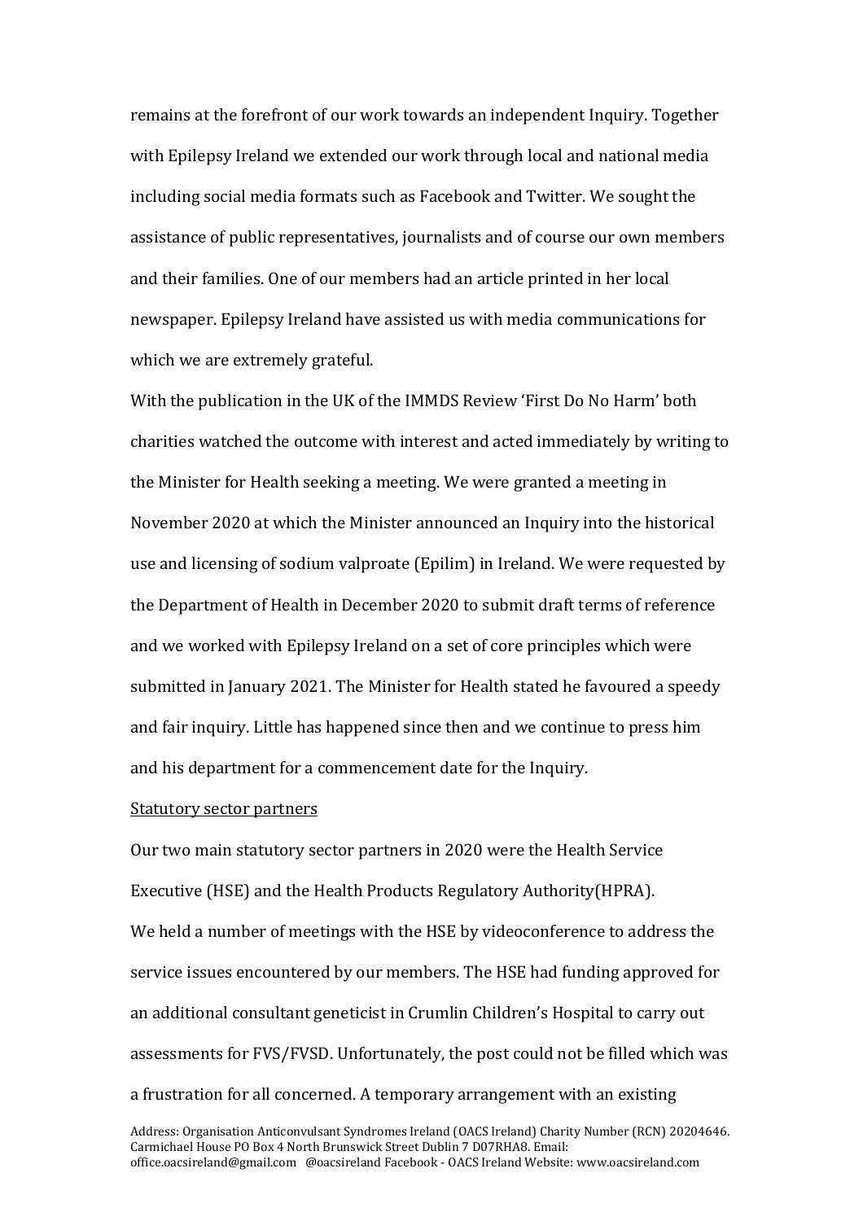remains at the forefront of our work towards an independent Inquiry. Together with Epilepsy Ireland we extended our work through local and national media including social media formats such as Facebook and Twitter. We sought the assistance of public representatives, journalists and of course our own members and their families. One of our members had an article printed in her local newspaper. Epilepsy Ireland have assisted us with media communications for which we are extremely grateful.

With the publication in the UK of the IMMDS Review 'First Do No Harm' both charities watched the outcome with interest and acted immediately by writing to the Minister for Health seeking a meeting. We were granted a meeting in November 2020 at which the Minister announced an Inquiry into the historical use and licensing of sodium valproate (Epilim) in Ireland. We were requested by the Department of Health in December 2020 to submit draft terms of reference and we worked with Epilepsy Ireland on a set of core principles which were submitted in January 2021. The Minister for Health stated he favoured a speedy and fair inquiry. Little has happened since then and we continue to press him and his department for a commencement date for the Inquiry.

<u>Statutory sector partners</u>

Our two main statutory sector partners in 2020 were the Health Service Executive (HSE) and the Health Products Regulatory Authority(HPRA).

We held a number of meetings with the HSE by videoconference to address the service issues encountered by our members. The HSE had funding approved for an additional consultant geneticist in Crumlin Children's Hospital to carry out assessments for FVS/FVSD. Unfortunately, the post could not be filled which was a frustration for all concerned. A temporary arrangement with an existing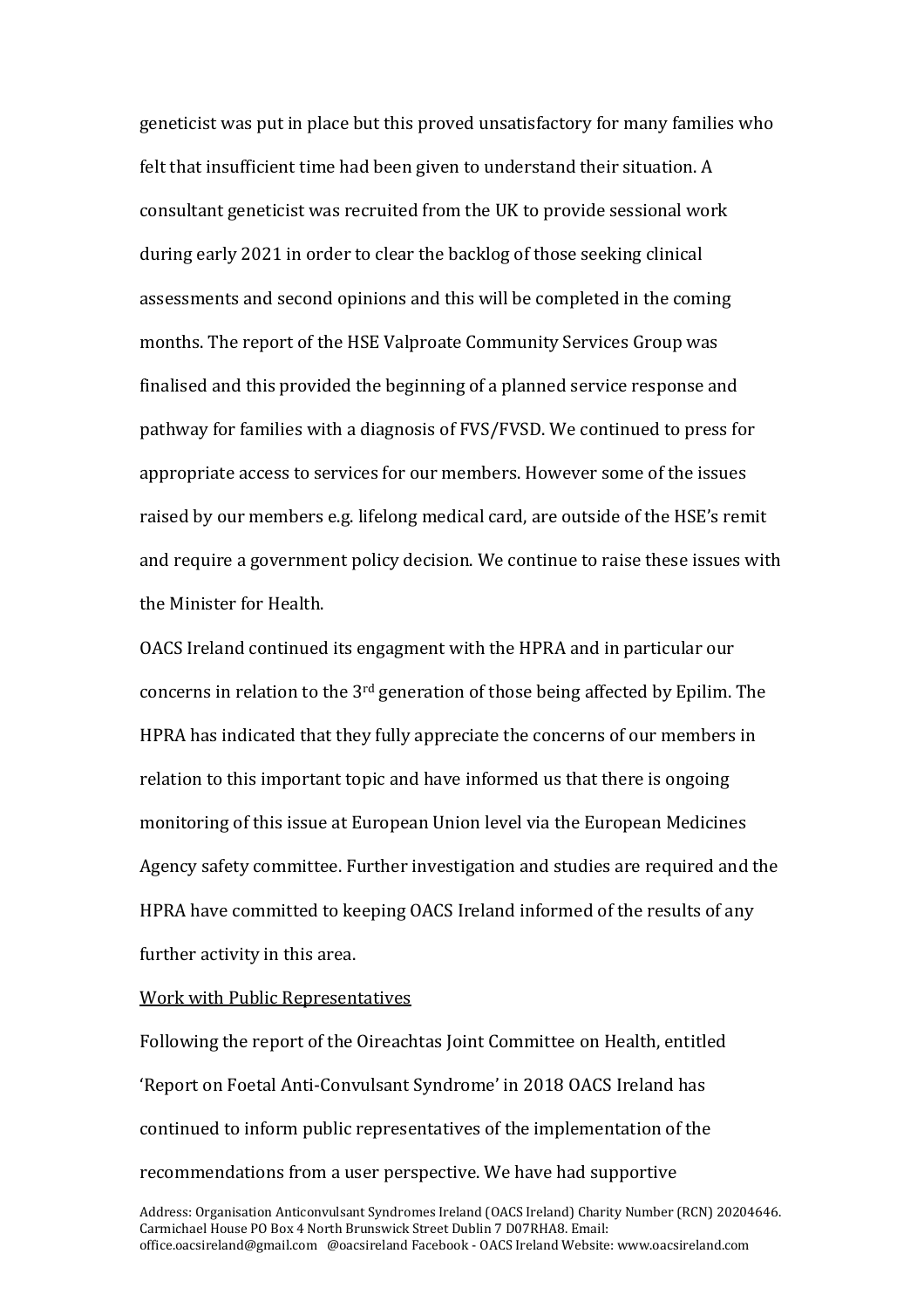geneticist was put in place but this proved unsatisfactory for many families who felt that insufficient time had been given to understand their situation. A consultant geneticist was recruited from the UK to provide sessional work during early 2021 in order to clear the backlog of those seeking clinical assessments and second opinions and this will be completed in the coming months. The report of the HSE Valproate Community Services Group was finalised and this provided the beginning of a planned service response and pathway for families with a diagnosis of FVS/FVSD. We continued to press for appropriate access to services for our members. However some of the issues raised by our members e.g. lifelong medical card, are outside of the HSE's remit and require a government policy decision. We continue to raise these issues with the Minister for Health.

OACS Ireland continued its engagment with the HPRA and in particular our concerns in relation to the 3rd generation of those being affected by Epilim. The HPRA has indicated that they fully appreciate the concerns of our members in relation to this important topic and have informed us that there is ongoing monitoring of this issue at European Union level via the European Medicines Agency safety committee. Further investigation and studies are required and the HPRA have committed to keeping OACS Ireland informed of the results of any further activity in this area.

<u>Work with Public Representatives</u>

Following the report of the Oireachtas Joint Committee on Health, entitled 'Report on Foetal Anti-Convulsant Syndrome' in 2018 OACS Ireland has continued to inform public representatives of the implementation of the recommendations from a user perspective. We have had supportive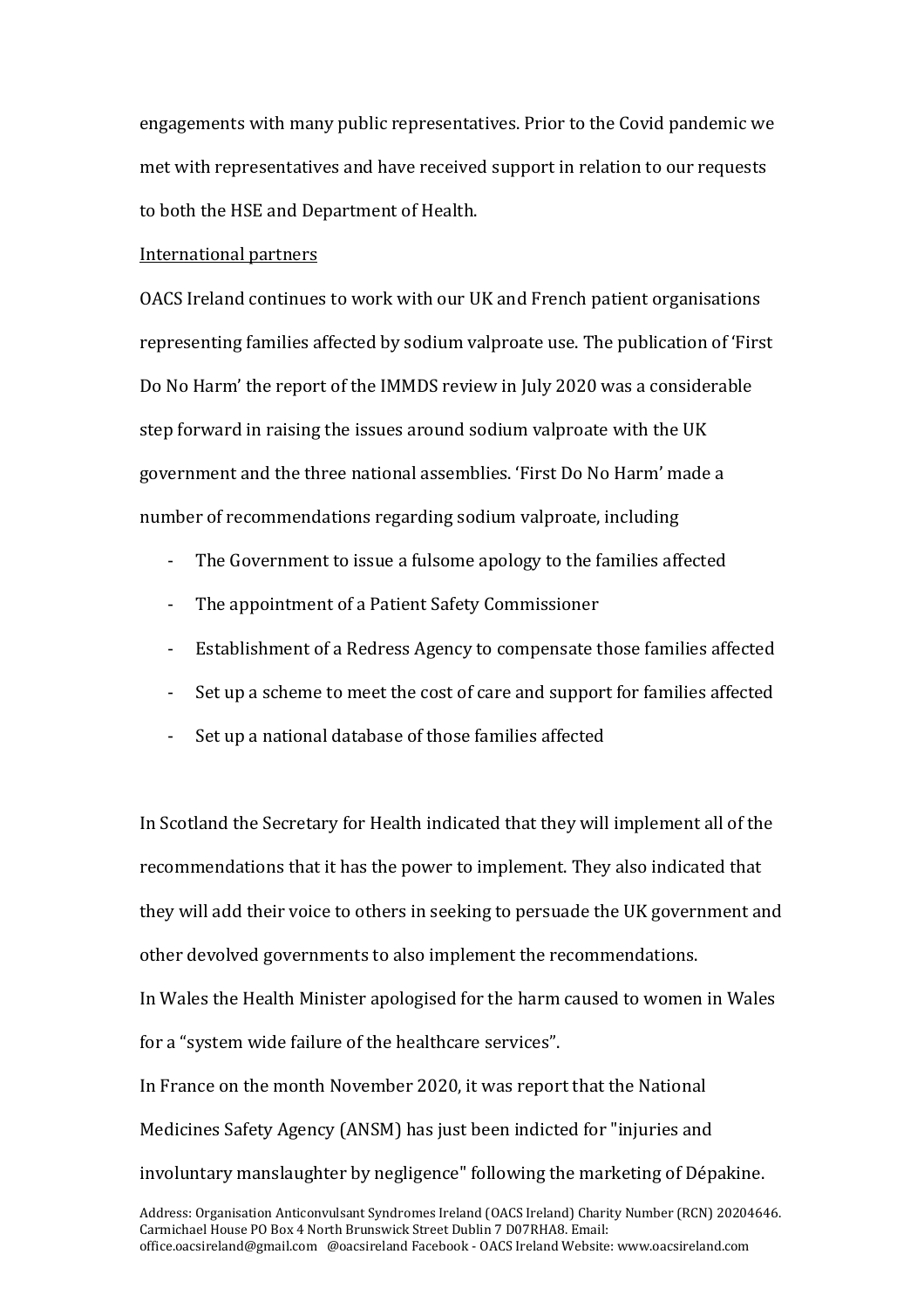engagements with many public representatives. Prior to the Covid pandemic we met with representatives and have received support in relation to our requests to both the HSE and Department of Health.

International partners

OACS Ireland continues to work with our UK and French patient organisations representing families affected by sodium valproate use. The publication of 'First Do No Harm' the report of the IMMDS review in July 2020 was a considerable step forward in raising the issues around sodium valproate with the UK government and the three national assemblies. 'First Do No Harm' made a number of recommendations regarding sodium valproate, including

- The Government to issue a fulsome apology to the families affected
- The appointment of a Patient Safety Commissioner
- Establishment of a Redress Agency to compensate those families affected
- Set up a scheme to meet the cost of care and support for families affected
- Set up a national database of those families affected

In Scotland the Secretary for Health indicated that they will implement all of the recommendations that it has the power to implement. They also indicated that they will add their voice to others in seeking to persuade the UK government and other devolved governments to also implement the recommendations.

In Wales the Health Minister apologised for the harm caused to women in Wales for a "system wide failure of the healthcare services".

In France on the month November 2020, it was report that the National Medicines Safety Agency (ANSM) has just been indicted for "injuries and involuntary manslaughter by negligence" following the marketing of Dépakine.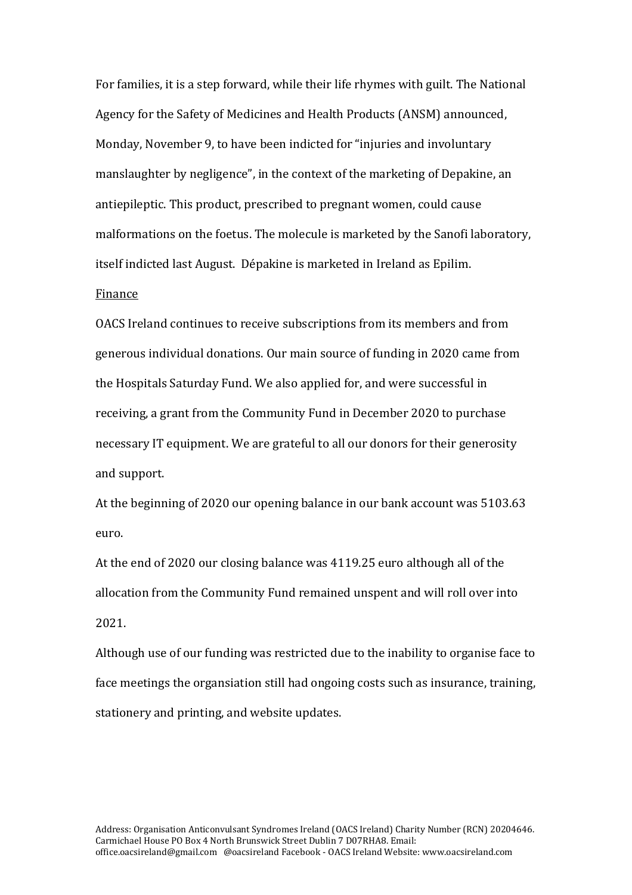For families, it is a step forward, while their life rhymes with guilt. The National Agency for the Safety of Medicines and Health Products (ANSM) announced, Monday, November 9, to have been indicted for "injuries and involuntary manslaughter by negligence", in the context of the marketing of Depakine, an antiepileptic. This product, prescribed to pregnant women, could cause malformations on the foetus. The molecule is marketed by the Sanofi laboratory, itself indicted last August. Dépakine is marketed in Ireland as Epilim.

<u>Finance</u>

OACS Ireland continues to receive subscriptions from its members and from generous individual donations. Our main source of funding in 2020 came from the Hospitals Saturday Fund. We also applied for, and were successful in receiving, a grant from the Community Fund in December 2020 to purchase necessary IT equipment. We are grateful to all our donors for their generosity and support.

At the beginning of 2020 our opening balance in our bank account was 5103.63 euro.

At the end of 2020 our closing balance was 4119.25 euro although all of the allocation from the Community Fund remained unspent and will roll over into 2021.

Although use of our funding was restricted due to the inability to organise face to face meetings the organsiation still had ongoing costs such as insurance, training, stationery and printing, and website updates.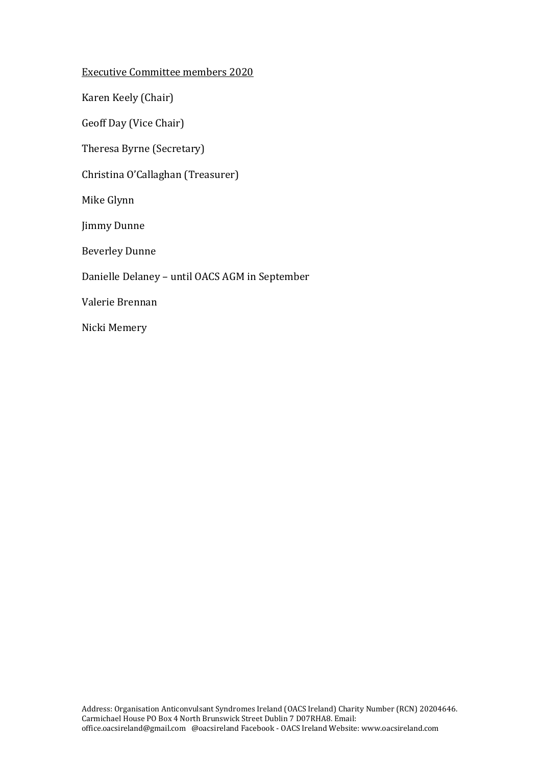## Executive Committee members 2020

Karen Keely (Chair)

Geoff Day (Vice Chair)

Theresa Byrne (Secretary)

Christina O'Callaghan (Treasurer)

Mike Glynn

Jimmy Dunne

Beverley Dunne

Danielle Delaney – until OACS AGM in September

Valerie Brennan

Nicki Memery